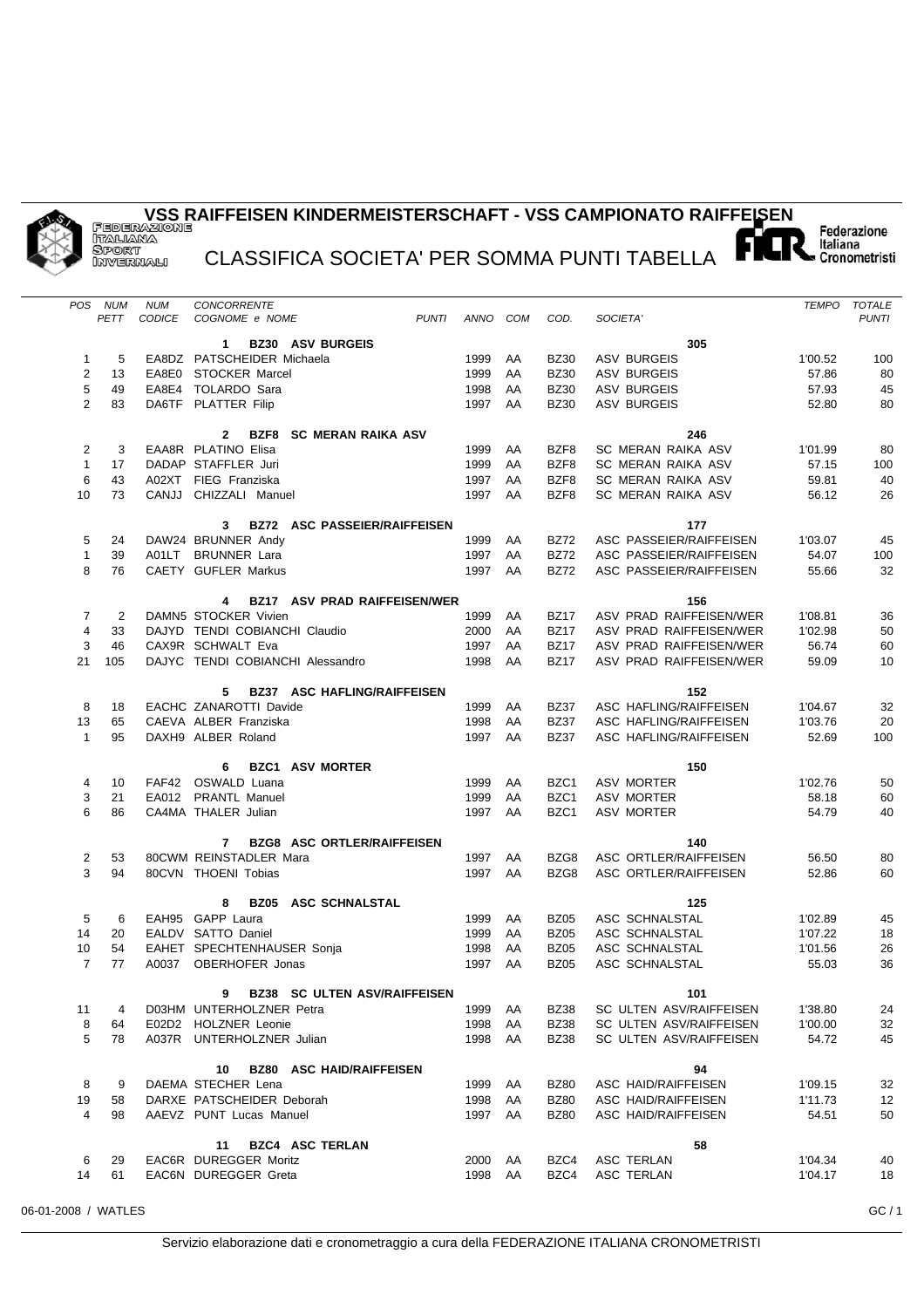# VSS RAIFFEISEN KINDERMEISTERSCHAFT - VSS CAMPIONATO RAIFFEISEN

FEDERAZIONE ITALIANA SPORT INVERNALI

Federazione Italiana Cronometristi

## CLASSIFICA SOCIETA' PER SOMMA PUNTI TABELLA

| POS | NUM PETT | NUM CODICE | CONCORRENTE COGNOME e NOME | PUNTI | ANNO | COM | COD. | SOCIETA' | TEMPO | TOTALE PUNTI |
|---|---|---|---|---|---|---|---|---|---|---|
| | | | **1 BZ30 ASV BURGEIS** | | | | | **305** | | |
| 1 | 5 | EA8DZ | PATSCHEIDER Michaela | | 1999 | AA | BZ30 | ASV BURGEIS | 1'00.52 | 100 |
| 2 | 13 | EA8E0 | STOCKER Marcel | | 1999 | AA | BZ30 | ASV BURGEIS | 57.86 | 80 |
| 5 | 49 | EA8E4 | TOLARDO Sara | | 1998 | AA | BZ30 | ASV BURGEIS | 57.93 | 45 |
| 2 | 83 | DA6TF | PLATTER Filip | | 1997 | AA | BZ30 | ASV BURGEIS | 52.80 | 80 |
| | | | **2 BZF8 SC MERAN RAIKA ASV** | | | | | **246** | | |
| 2 | 3 | EAA8R | PLATINO Elisa | | 1999 | AA | BZF8 | SC MERAN RAIKA ASV | 1'01.99 | 80 |
| 1 | 17 | DADAP | STAFFLER Juri | | 1999 | AA | BZF8 | SC MERAN RAIKA ASV | 57.15 | 100 |
| 6 | 43 | A02XT | FIEG Franziska | | 1997 | AA | BZF8 | SC MERAN RAIKA ASV | 59.81 | 40 |
| 10 | 73 | CANJJ | CHIZZALI Manuel | | 1997 | AA | BZF8 | SC MERAN RAIKA ASV | 56.12 | 26 |
| | | | **3 BZ72 ASC PASSEIER/RAIFFEISEN** | | | | | **177** | | |
| 5 | 24 | DAW24 | BRUNNER Andy | | 1999 | AA | BZ72 | ASC PASSEIER/RAIFFEISEN | 1'03.07 | 45 |
| 1 | 39 | A01LT | BRUNNER Lara | | 1997 | AA | BZ72 | ASC PASSEIER/RAIFFEISEN | 54.07 | 100 |
| 8 | 76 | CAETY | GUFLER Markus | | 1997 | AA | BZ72 | ASC PASSEIER/RAIFFEISEN | 55.66 | 32 |
| | | | **4 BZ17 ASV PRAD RAIFFEISEN/WER** | | | | | **156** | | |
| 7 | 2 | DAMN5 | STOCKER Vivien | | 1999 | AA | BZ17 | ASV PRAD RAIFFEISEN/WER | 1'08.81 | 36 |
| 4 | 33 | DAJYD | TENDI COBIANCHI Claudio | | 2000 | AA | BZ17 | ASV PRAD RAIFFEISEN/WER | 1'02.98 | 50 |
| 3 | 46 | CAX9R | SCHWALT Eva | | 1997 | AA | BZ17 | ASV PRAD RAIFFEISEN/WER | 56.74 | 60 |
| 21 | 105 | DAJYC | TENDI COBIANCHI Alessandro | | 1998 | AA | BZ17 | ASV PRAD RAIFFEISEN/WER | 59.09 | 10 |
| | | | **5 BZ37 ASC HAFLING/RAIFFEISEN** | | | | | **152** | | |
| 8 | 18 | EACHC | ZANAROTTI Davide | | 1999 | AA | BZ37 | ASC HAFLING/RAIFFEISEN | 1'04.67 | 32 |
| 13 | 65 | CAEVA | ALBER Franziska | | 1998 | AA | BZ37 | ASC HAFLING/RAIFFEISEN | 1'03.76 | 20 |
| 1 | 95 | DAXH9 | ALBER Roland | | 1997 | AA | BZ37 | ASC HAFLING/RAIFFEISEN | 52.69 | 100 |
| | | | **6 BZC1 ASV MORTER** | | | | | **150** | | |
| 4 | 10 | FAF42 | OSWALD Luana | | 1999 | AA | BZC1 | ASV MORTER | 1'02.76 | 50 |
| 3 | 21 | EA012 | PRANTL Manuel | | 1999 | AA | BZC1 | ASV MORTER | 58.18 | 60 |
| 6 | 86 | CA4MA | THALER Julian | | 1997 | AA | BZC1 | ASV MORTER | 54.79 | 40 |
| | | | **7 BZG8 ASC ORTLER/RAIFFEISEN** | | | | | **140** | | |
| 2 | 53 | 80CWM | REINSTADLER Mara | | 1997 | AA | BZG8 | ASC ORTLER/RAIFFEISEN | 56.50 | 80 |
| 3 | 94 | 80CVN | THOENI Tobias | | 1997 | AA | BZG8 | ASC ORTLER/RAIFFEISEN | 52.86 | 60 |
| | | | **8 BZ05 ASC SCHNALSTAL** | | | | | **125** | | |
| 5 | 6 | EAH95 | GAPP Laura | | 1999 | AA | BZ05 | ASC SCHNALSTAL | 1'02.89 | 45 |
| 14 | 20 | EALDV | SATTO Daniel | | 1999 | AA | BZ05 | ASC SCHNALSTAL | 1'07.22 | 18 |
| 10 | 54 | EAHET | SPECHTENHAUSER Sonja | | 1998 | AA | BZ05 | ASC SCHNALSTAL | 1'01.56 | 26 |
| 7 | 77 | A0037 | OBERHOFER Jonas | | 1997 | AA | BZ05 | ASC SCHNALSTAL | 55.03 | 36 |
| | | | **9 BZ38 SC ULTEN ASV/RAIFFEISEN** | | | | | **101** | | |
| 11 | 4 | D03HM | UNTERHOLZNER Petra | | 1999 | AA | BZ38 | SC ULTEN ASV/RAIFFEISEN | 1'38.80 | 24 |
| 8 | 64 | E02D2 | HOLZNER Leonie | | 1998 | AA | BZ38 | SC ULTEN ASV/RAIFFEISEN | 1'00.00 | 32 |
| 5 | 78 | A037R | UNTERHOLZNER Julian | | 1998 | AA | BZ38 | SC ULTEN ASV/RAIFFEISEN | 54.72 | 45 |
| | | | **10 BZ80 ASC HAID/RAIFFEISEN** | | | | | **94** | | |
| 8 | 9 | DAEMA | STECHER Lena | | 1999 | AA | BZ80 | ASC HAID/RAIFFEISEN | 1'09.15 | 32 |
| 19 | 58 | DARXE | PATSCHEIDER Deborah | | 1998 | AA | BZ80 | ASC HAID/RAIFFEISEN | 1'11.73 | 12 |
| 4 | 98 | AAEVZ | PUNT Lucas Manuel | | 1997 | AA | BZ80 | ASC HAID/RAIFFEISEN | 54.51 | 50 |
| | | | **11 BZC4 ASC TERLAN** | | | | | **58** | | |
| 6 | 29 | EAC6R | DUREGGER Moritz | | 2000 | AA | BZC4 | ASC TERLAN | 1'04.34 | 40 |
| 14 | 61 | EAC6N | DUREGGER Greta | | 1998 | AA | BZC4 | ASC TERLAN | 1'04.17 | 18 |

06-01-2008 / WATLES

Servizio elaborazione dati e cronometraggio a cura della FEDERAZIONE ITALIANA CRONOMETRISTI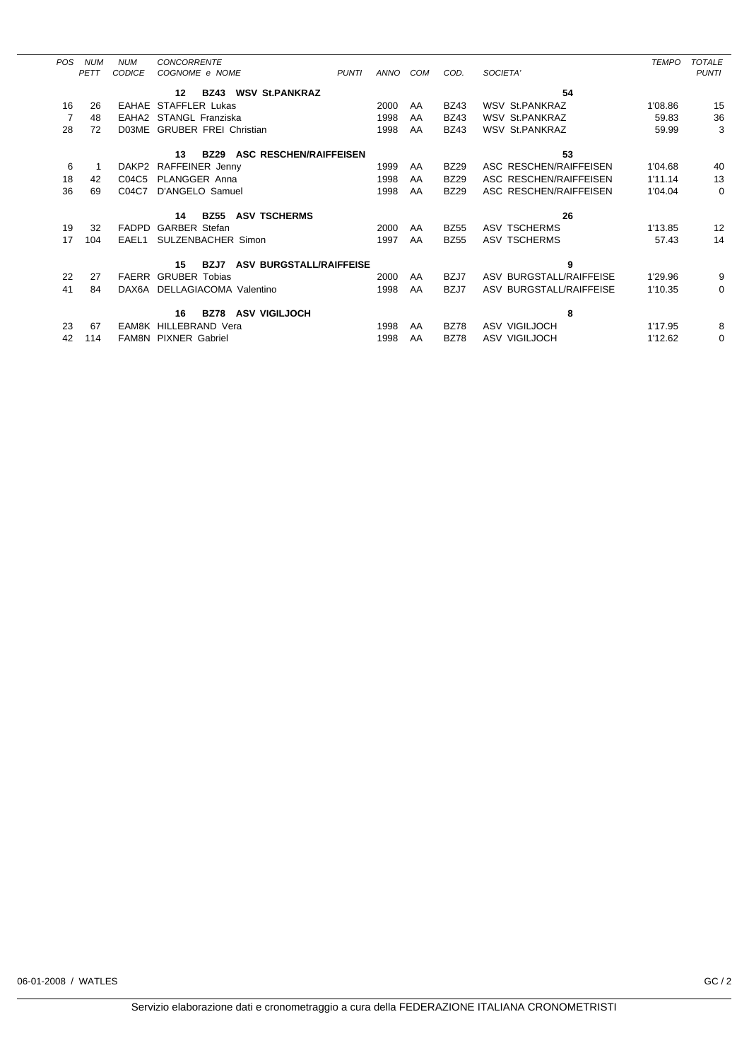| POS | NUM PETT | NUM CODICE | CONCORRENTE COGNOME e NOME | PUNTI | ANNO | COM | COD. | SOCIETA' | TEMPO | TOTALE PUNTI |
|---|---|---|---|---|---|---|---|---|---|---|
| | | | **12 BZ43 WSV St.PANKRAZ** | | | | | **54** | | |
| 16 | 26 | EAHAE | STAFFLER Lukas | | 2000 | AA | BZ43 | WSV St.PANKRAZ | 1'08.86 | 15 |
| 7 | 48 | EAHA2 | STANGL Franziska | | 1998 | AA | BZ43 | WSV St.PANKRAZ | 59.83 | 36 |
| 28 | 72 | D03ME | GRUBER FREI Christian | | 1998 | AA | BZ43 | WSV St.PANKRAZ | 59.99 | 3 |
| | | | **13 BZ29 ASC RESCHEN/RAIFFEISEN** | | | | | **53** | | |
| 6 | 1 | DAKP2 | RAFFEINER Jenny | | 1999 | AA | BZ29 | ASC RESCHEN/RAIFFEISEN | 1'04.68 | 40 |
| 18 | 42 | C04C5 | PLANGGER Anna | | 1998 | AA | BZ29 | ASC RESCHEN/RAIFFEISEN | 1'11.14 | 13 |
| 36 | 69 | C04C7 | D'ANGELO Samuel | | 1998 | AA | BZ29 | ASC RESCHEN/RAIFFEISEN | 1'04.04 | 0 |
| | | | **14 BZ55 ASV TSCHERMS** | | | | | **26** | | |
| 19 | 32 | FADPD | GARBER Stefan | | 2000 | AA | BZ55 | ASV TSCHERMS | 1'13.85 | 12 |
| 17 | 104 | EAEL1 | SULZENBACHER Simon | | 1997 | AA | BZ55 | ASV TSCHERMS | 57.43 | 14 |
| | | | **15 BZJ7 ASV BURGSTALL/RAIFFEISE** | | | | | **9** | | |
| 22 | 27 | FAERR | GRUBER Tobias | | 2000 | AA | BZJ7 | ASV BURGSTALL/RAIFFEISE | 1'29.96 | 9 |
| 41 | 84 | DAX6A | DELLAGIACOMA Valentino | | 1998 | AA | BZJ7 | ASV BURGSTALL/RAIFFEISE | 1'10.35 | 0 |
| | | | **16 BZ78 ASV VIGILJOCH** | | | | | **8** | | |
| 23 | 67 | EAM8K | HILLEBRAND Vera | | 1998 | AA | BZ78 | ASV VIGILJOCH | 1'17.95 | 8 |
| 42 | 114 | FAM8N | PIXNER Gabriel | | 1998 | AA | BZ78 | ASV VIGILJOCH | 1'12.62 | 0 |

06-01-2008 / WATLES

Servizio elaborazione dati e cronometraggio a cura della FEDERAZIONE ITALIANA CRONOMETRISTI